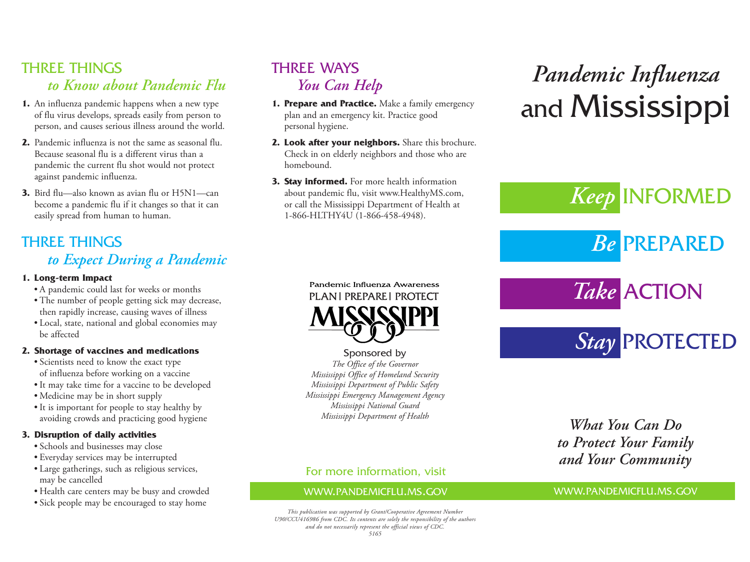## THREE THINGS *to Know about Pandemic Flu*

1. An influenza pandemic happens when a new type of flu virus develops, spreads easily from person to person, and causes serious illness around the world.
2. Pandemic influenza is not the same as seasonal flu. Because seasonal flu is a different virus than a pandemic the current flu shot would not protect against pandemic influenza.
3. Bird flu—also known as avian flu or H5N1—can become a pandemic flu if it changes so that it can easily spread from human to human.

## THREE THINGS *to Expect During a Pandemic*

**1. Long-term Impact**

- A pandemic could last for weeks or months
- The number of people getting sick may decrease, then rapidly increase, causing waves of illness
- Local, state, national and global economies may be affected

**2. Shortage of vaccines and medications**

- Scientists need to know the exact type of influenza before working on a vaccine
- It may take time for a vaccine to be developed
- Medicine may be in short supply
- It is important for people to stay healthy by avoiding crowds and practicing good hygiene

**3. Disruption of daily activities**

- Schools and businesses may close
- Everyday services may be interrupted
- Large gatherings, such as religious services, may be cancelled
- Health care centers may be busy and crowded
- Sick people may be encouraged to stay home

## THREE WAYS *You Can Help*

1. **Prepare and Practice.** Make a family emergency plan and an emergency kit. Practice good personal hygiene.
2. **Look after your neighbors.** Share this brochure. Check in on elderly neighbors and those who are homebound.
3. **Stay informed.** For more health information about pandemic flu, visit www.HealthyMS.com, or call the Mississippi Department of Health at 1-866-HLTHY4U (1-866-458-4948).

Pandemic Influenza Awareness
PLAN | PREPARE | PROTECT
MISSISSIPPI

Sponsored by

*The Office of the Governor*
*Mississippi Office of Homeland Security*
*Mississippi Department of Public Safety*
*Mississippi Emergency Management Agency*
*Mississippi National Guard*
*Mississippi Department of Health*

For more information, visit

WWW.PANDEMICFLU.MS.GOV

*This publication was supported by Grant/Cooperative Agreement Number U90/CCU416986 from CDC. Its contents are solely the responsibility of the authors and do not necessarily represent the official views of CDC.*
*5165*

# *Pandemic Influenza* and Mississippi

***Keep*** INFORMED

***Be*** PREPARED

***Take*** ACTION

***Stay*** PROTECTED

***What You Can Do to Protect Your Family and Your Community***

WWW.PANDEMICFLU.MS.GOV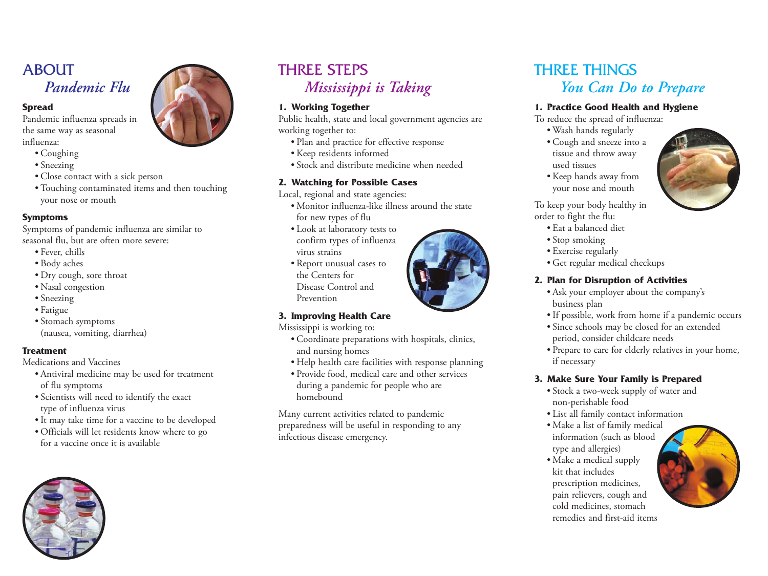# ABOUT *Pandemic Flu*

### Spread

Pandemic influenza spreads in the same way as seasonal influenza:

- Coughing
- Sneezing
- Close contact with a sick person
- Touching contaminated items and then touching your nose or mouth

### Symptoms

Symptoms of pandemic influenza are similar to seasonal flu, but are often more severe:

- Fever, chills
- Body aches
- Dry cough, sore throat
- Nasal congestion
- Sneezing
- Fatigue
- Stomach symptoms (nausea, vomiting, diarrhea)

### Treatment

Medications and Vaccines

- Antiviral medicine may be used for treatment of flu symptoms
- Scientists will need to identify the exact type of influenza virus
- It may take time for a vaccine to be developed
- Officials will let residents know where to go for a vaccine once it is available

# THREE STEPS *Mississippi is Taking*

### 1. Working Together

Public health, state and local government agencies are working together to:

- Plan and practice for effective response
- Keep residents informed
- Stock and distribute medicine when needed

### 2. Watching for Possible Cases

Local, regional and state agencies:

- Monitor influenza-like illness around the state for new types of flu
- Look at laboratory tests to confirm types of influenza virus strains
- Report unusual cases to the Centers for Disease Control and Prevention

### 3. Improving Health Care

Mississippi is working to:

- Coordinate preparations with hospitals, clinics, and nursing homes
- Help health care facilities with response planning
- Provide food, medical care and other services during a pandemic for people who are homebound

Many current activities related to pandemic preparedness will be useful in responding to any infectious disease emergency.

# THREE THINGS *You Can Do to Prepare*

### 1. Practice Good Health and Hygiene

To reduce the spread of influenza:

- Wash hands regularly
- Cough and sneeze into a tissue and throw away used tissues
- Keep hands away from your nose and mouth

To keep your body healthy in order to fight the flu:

- Eat a balanced diet
- Stop smoking
- Exercise regularly
- Get regular medical checkups

### 2. Plan for Disruption of Activities

- Ask your employer about the company's business plan
- If possible, work from home if a pandemic occurs
- Since schools may be closed for an extended period, consider childcare needs
- Prepare to care for elderly relatives in your home, if necessary

### 3. Make Sure Your Family is Prepared

- Stock a two-week supply of water and non-perishable food
- List all family contact information
- Make a list of family medical information (such as blood type and allergies)
- Make a medical supply kit that includes prescription medicines, pain relievers, cough and cold medicines, stomach remedies and first-aid items